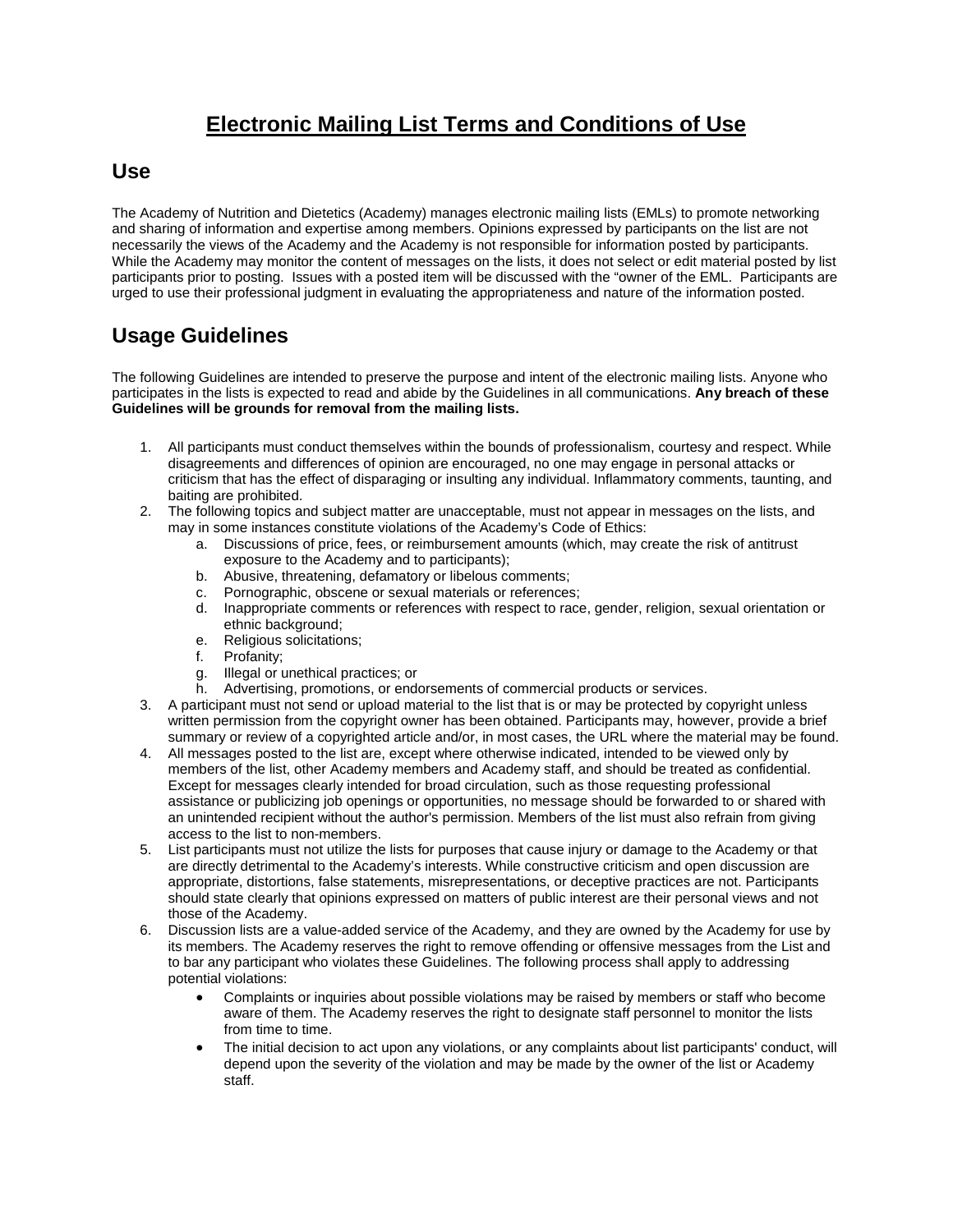# Electronic Mailing List Terms and Conditions of Use

## Use

The Academy of Nutrition and Dietetics (Academy) manages electronic mailing lists (EMLs) to promote networking and sharing of information and expertise among members. Opinions expressed by participants on the list are not necessarily the views of the Academy and the Academy is not responsible for information posted by participants. While the Academy may monitor the content of messages on the lists, it does not select or edit material posted by list participants prior to posting. Issues with a posted item will be discussed with the "owner of the EML. Participants are urged to use their professional judgment in evaluating the appropriateness and nature of the information posted.

## Usage Guidelines

The following Guidelines are intended to preserve the purpose and intent of the electronic mailing lists. Anyone who participates in the lists is expected to read and abide by the Guidelines in all communications. **Any breach of these Guidelines will be grounds for removal from the mailing lists.**

1. All participants must conduct themselves within the bounds of professionalism, courtesy and respect. While disagreements and differences of opinion are encouraged, no one may engage in personal attacks or criticism that has the effect of disparaging or insulting any individual. Inflammatory comments, taunting, and baiting are prohibited.
2. The following topics and subject matter are unacceptable, must not appear in messages on the lists, and may in some instances constitute violations of the Academy's Code of Ethics:
    a. Discussions of price, fees, or reimbursement amounts (which, may create the risk of antitrust exposure to the Academy and to participants);
    b. Abusive, threatening, defamatory or libelous comments;
    c. Pornographic, obscene or sexual materials or references;
    d. Inappropriate comments or references with respect to race, gender, religion, sexual orientation or ethnic background;
    e. Religious solicitations;
    f. Profanity;
    g. Illegal or unethical practices; or
    h. Advertising, promotions, or endorsements of commercial products or services.
3. A participant must not send or upload material to the list that is or may be protected by copyright unless written permission from the copyright owner has been obtained. Participants may, however, provide a brief summary or review of a copyrighted article and/or, in most cases, the URL where the material may be found.
4. All messages posted to the list are, except where otherwise indicated, intended to be viewed only by members of the list, other Academy members and Academy staff, and should be treated as confidential. Except for messages clearly intended for broad circulation, such as those requesting professional assistance or publicizing job openings or opportunities, no message should be forwarded to or shared with an unintended recipient without the author's permission. Members of the list must also refrain from giving access to the list to non-members.
5. List participants must not utilize the lists for purposes that cause injury or damage to the Academy or that are directly detrimental to the Academy's interests. While constructive criticism and open discussion are appropriate, distortions, false statements, misrepresentations, or deceptive practices are not. Participants should state clearly that opinions expressed on matters of public interest are their personal views and not those of the Academy.
6. Discussion lists are a value-added service of the Academy, and they are owned by the Academy for use by its members. The Academy reserves the right to remove offending or offensive messages from the List and to bar any participant who violates these Guidelines. The following process shall apply to addressing potential violations:
    - Complaints or inquiries about possible violations may be raised by members or staff who become aware of them. The Academy reserves the right to designate staff personnel to monitor the lists from time to time.
    - The initial decision to act upon any violations, or any complaints about list participants' conduct, will depend upon the severity of the violation and may be made by the owner of the list or Academy staff.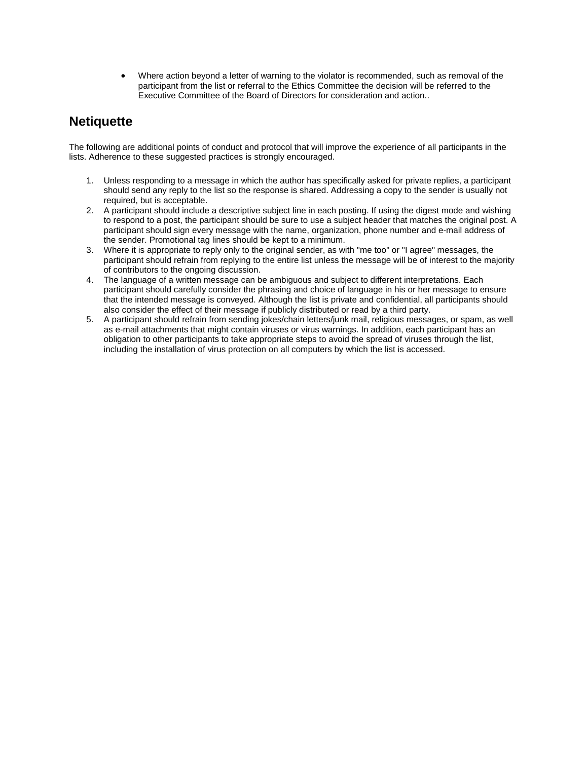- Where action beyond a letter of warning to the violator is recommended, such as removal of the participant from the list or referral to the Ethics Committee the decision will be referred to the Executive Committee of the Board of Directors for consideration and action..

## Netiquette

The following are additional points of conduct and protocol that will improve the experience of all participants in the lists. Adherence to these suggested practices is strongly encouraged.

1. Unless responding to a message in which the author has specifically asked for private replies, a participant should send any reply to the list so the response is shared. Addressing a copy to the sender is usually not required, but is acceptable.
2. A participant should include a descriptive subject line in each posting. If using the digest mode and wishing to respond to a post, the participant should be sure to use a subject header that matches the original post. A participant should sign every message with the name, organization, phone number and e-mail address of the sender. Promotional tag lines should be kept to a minimum.
3. Where it is appropriate to reply only to the original sender, as with "me too" or "I agree" messages, the participant should refrain from replying to the entire list unless the message will be of interest to the majority of contributors to the ongoing discussion.
4. The language of a written message can be ambiguous and subject to different interpretations. Each participant should carefully consider the phrasing and choice of language in his or her message to ensure that the intended message is conveyed. Although the list is private and confidential, all participants should also consider the effect of their message if publicly distributed or read by a third party.
5. A participant should refrain from sending jokes/chain letters/junk mail, religious messages, or spam, as well as e-mail attachments that might contain viruses or virus warnings. In addition, each participant has an obligation to other participants to take appropriate steps to avoid the spread of viruses through the list, including the installation of virus protection on all computers by which the list is accessed.